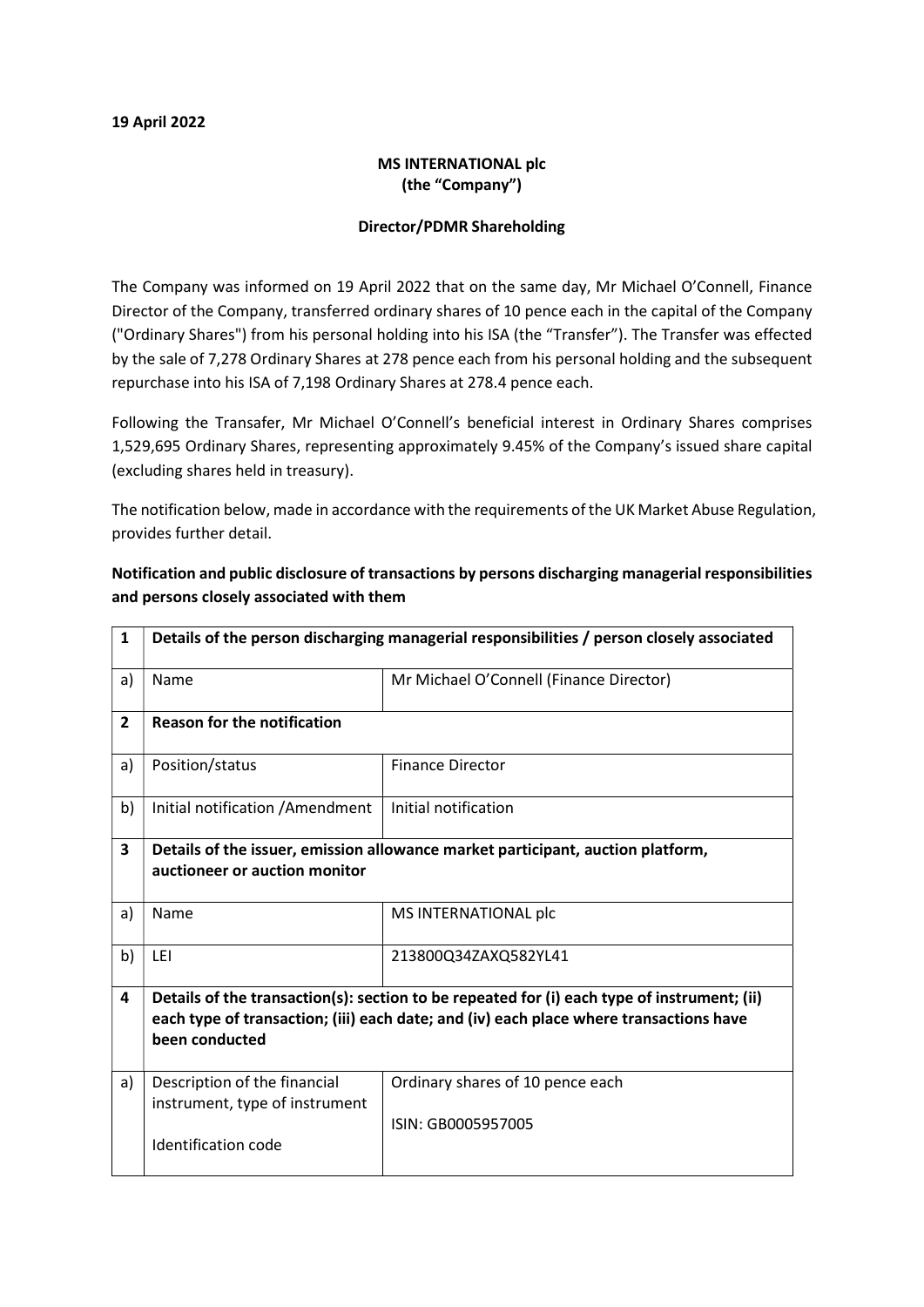**19 April 2022**

**MS INTERNATIONAL plc**
**(the "Company")**

**Director/PDMR Shareholding**

The Company was informed on 19 April 2022 that on the same day, Mr Michael O'Connell, Finance Director of the Company, transferred ordinary shares of 10 pence each in the capital of the Company ("Ordinary Shares") from his personal holding into his ISA (the "Transfer"). The Transfer was effected by the sale of 7,278 Ordinary Shares at 278 pence each from his personal holding and the subsequent repurchase into his ISA of 7,198 Ordinary Shares at 278.4 pence each.

Following the Transafer, Mr Michael O'Connell's beneficial interest in Ordinary Shares comprises 1,529,695 Ordinary Shares, representing approximately 9.45% of the Company's issued share capital (excluding shares held in treasury).

The notification below, made in accordance with the requirements of the UK Market Abuse Regulation, provides further detail.

**Notification and public disclosure of transactions by persons discharging managerial responsibilities and persons closely associated with them**

| **1** | **Details of the person discharging managerial responsibilities / person closely associated** | |
|---|---|---|
| a) | Name | Mr Michael O'Connell (Finance Director) |
| **2** | **Reason for the notification** | |
| a) | Position/status | Finance Director |
| b) | Initial notification /Amendment | Initial notification |
| **3** | **Details of the issuer, emission allowance market participant, auction platform, auctioneer or auction monitor** | |
| a) | Name | MS INTERNATIONAL plc |
| b) | LEI | 213800Q34ZAXQ582YL41 |
| **4** | **Details of the transaction(s): section to be repeated for (i) each type of instrument; (ii) each type of transaction; (iii) each date; and (iv) each place where transactions have been conducted** | |
| a) | Description of the financial instrument, type of instrument<br><br>Identification code | Ordinary shares of 10 pence each<br><br>ISIN: GB0005957005 |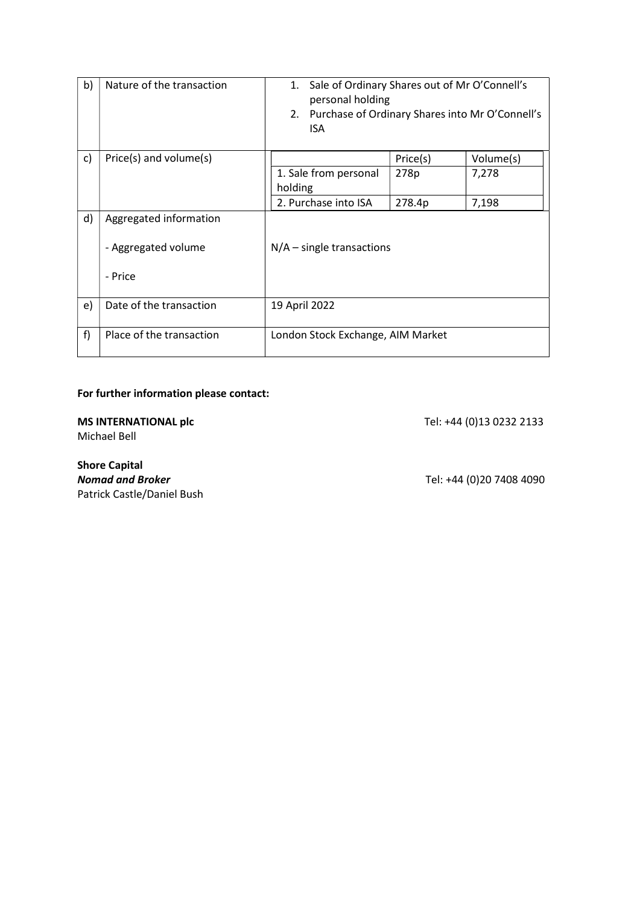| | | |
|---|---|---|
| b) | Nature of the transaction | 1. Sale of Ordinary Shares out of Mr O'Connell's personal holding<br>2. Purchase of Ordinary Shares into Mr O'Connell's ISA |
| c) | Price(s) and volume(s) | |

| | Price(s) | Volume(s) |
|---|---|---|
| 1. Sale from personal holding | 278p | 7,278 |
| 2. Purchase into ISA | 278.4p | 7,198 |

| | | |
|---|---|---|
| d) | Aggregated information<br><br>- Aggregated volume<br><br>- Price | N/A – single transactions |
| e) | Date of the transaction | 19 April 2022 |
| f) | Place of the transaction | London Stock Exchange, AIM Market |

**For further information please contact:**

**MS INTERNATIONAL plc** Tel: +44 (0)13 0232 2133
Michael Bell

**Shore Capital**
***Nomad and Broker*** Tel: +44 (0)20 7408 4090
Patrick Castle/Daniel Bush